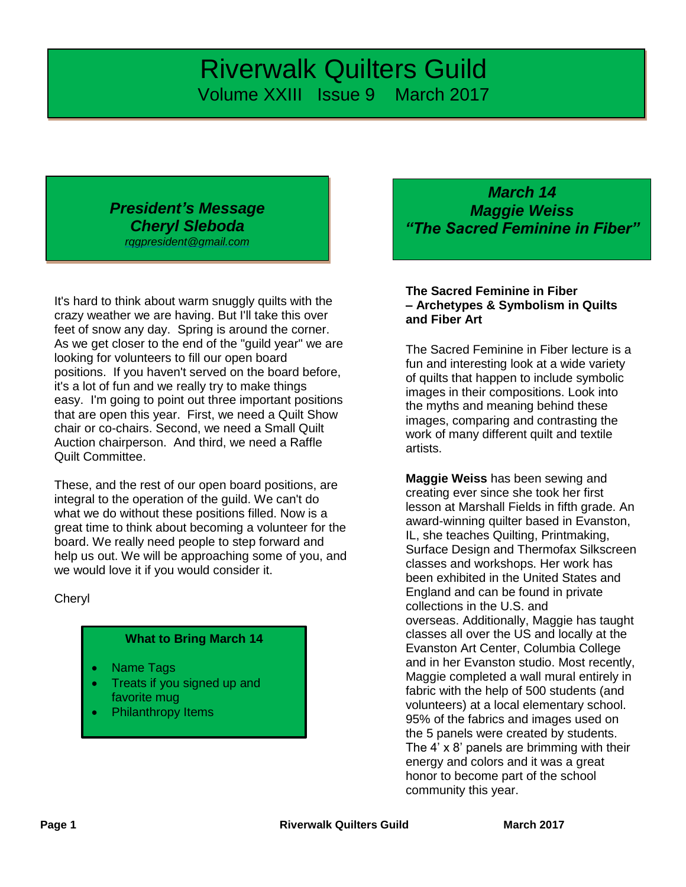# Riverwalk Quilters Guild

Volume XXIII   Issue 9   March 2017

## *President's Message*
## *Cheryl Sleboda*

*rqgpresident@gmail.com*

It's hard to think about warm snuggly quilts with the crazy weather we are having. But I'll take this over feet of snow any day. Spring is around the corner. As we get closer to the end of the "guild year" we are looking for volunteers to fill our open board positions. If you haven't served on the board before, it's a lot of fun and we really try to make things easy. I'm going to point out three important positions that are open this year. First, we need a Quilt Show chair or co-chairs. Second, we need a Small Quilt Auction chairperson. And third, we need a Raffle Quilt Committee.

These, and the rest of our open board positions, are integral to the operation of the guild. We can't do what we do without these positions filled. Now is a great time to think about becoming a volunteer for the board. We really need people to step forward and help us out. We will be approaching some of you, and we would love it if you would consider it.

Cheryl

**What to Bring March 14**

- Name Tags
- Treats if you signed up and favorite mug
- Philanthropy Items

## *March 14*
## *Maggie Weiss*
## *"The Sacred Feminine in Fiber"*

**The Sacred Feminine in Fiber – Archetypes & Symbolism in Quilts and Fiber Art**

The Sacred Feminine in Fiber lecture is a fun and interesting look at a wide variety of quilts that happen to include symbolic images in their compositions. Look into the myths and meaning behind these images, comparing and contrasting the work of many different quilt and textile artists.

**Maggie Weiss** has been sewing and creating ever since she took her first lesson at Marshall Fields in fifth grade. An award-winning quilter based in Evanston, IL, she teaches Quilting, Printmaking, Surface Design and Thermofax Silkscreen classes and workshops. Her work has been exhibited in the United States and England and can be found in private collections in the U.S. and overseas. Additionally, Maggie has taught classes all over the US and locally at the Evanston Art Center, Columbia College and in her Evanston studio. Most recently, Maggie completed a wall mural entirely in fabric with the help of 500 students (and volunteers) at a local elementary school. 95% of the fabrics and images used on the 5 panels were created by students. The 4' x 8' panels are brimming with their energy and colors and it was a great honor to become part of the school community this year.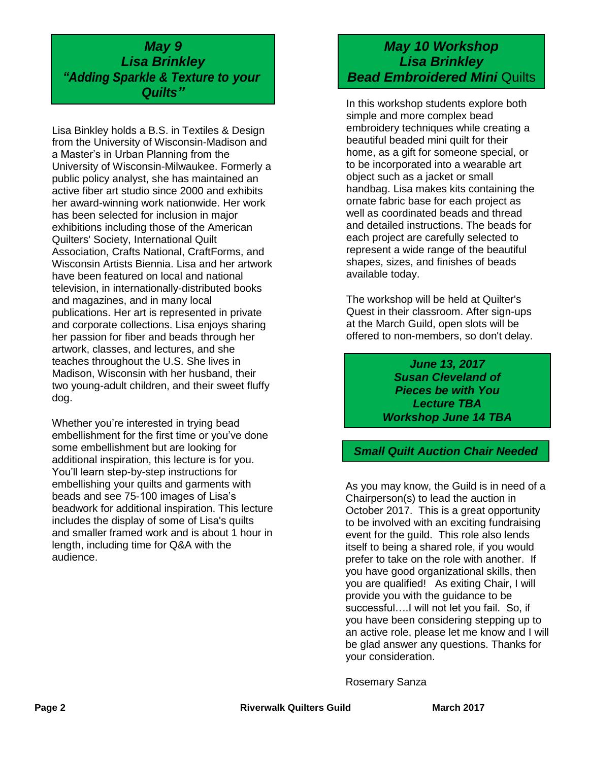## *May 9*
## *Lisa Brinkley*
## *"Adding Sparkle & Texture to your Quilts"*

Lisa Binkley holds a B.S. in Textiles & Design from the University of Wisconsin-Madison and a Master's in Urban Planning from the University of Wisconsin-Milwaukee. Formerly a public policy analyst, she has maintained an active fiber art studio since 2000 and exhibits her award-winning work nationwide. Her work has been selected for inclusion in major exhibitions including those of the American Quilters' Society, International Quilt Association, Crafts National, CraftForms, and Wisconsin Artists Biennia. Lisa and her artwork have been featured on local and national television, in internationally-distributed books and magazines, and in many local publications. Her art is represented in private and corporate collections. Lisa enjoys sharing her passion for fiber and beads through her artwork, classes, and lectures, and she teaches throughout the U.S. She lives in Madison, Wisconsin with her husband, their two young-adult children, and their sweet fluffy dog.

Whether you're interested in trying bead embellishment for the first time or you've done some embellishment but are looking for additional inspiration, this lecture is for you. You'll learn step-by-step instructions for embellishing your quilts and garments with beads and see 75-100 images of Lisa's beadwork for additional inspiration. This lecture includes the display of some of Lisa's quilts and smaller framed work and is about 1 hour in length, including time for Q&A with the audience.

## *May 10 Workshop*
## *Lisa Brinkley*
## *Bead Embroidered Mini* Quilts

In this workshop students explore both simple and more complex bead embroidery techniques while creating a beautiful beaded mini quilt for their home, as a gift for someone special, or to be incorporated into a wearable art object such as a jacket or small handbag. Lisa makes kits containing the ornate fabric base for each project as well as coordinated beads and thread and detailed instructions. The beads for each project are carefully selected to represent a wide range of the beautiful shapes, sizes, and finishes of beads available today.

The workshop will be held at Quilter's Quest in their classroom. After sign-ups at the March Guild, open slots will be offered to non-members, so don't delay.

## *June 13, 2017*
## *Susan Cleveland of Pieces be with You*
## *Lecture TBA*
## *Workshop June 14 TBA*

## *Small Quilt Auction Chair Needed*

As you may know, the Guild is in need of a Chairperson(s) to lead the auction in October 2017. This is a great opportunity to be involved with an exciting fundraising event for the guild. This role also lends itself to being a shared role, if you would prefer to take on the role with another. If you have good organizational skills, then you are qualified! As exiting Chair, I will provide you with the guidance to be successful….I will not let you fail. So, if you have been considering stepping up to an active role, please let me know and I will be glad answer any questions. Thanks for your consideration.

Rosemary Sanza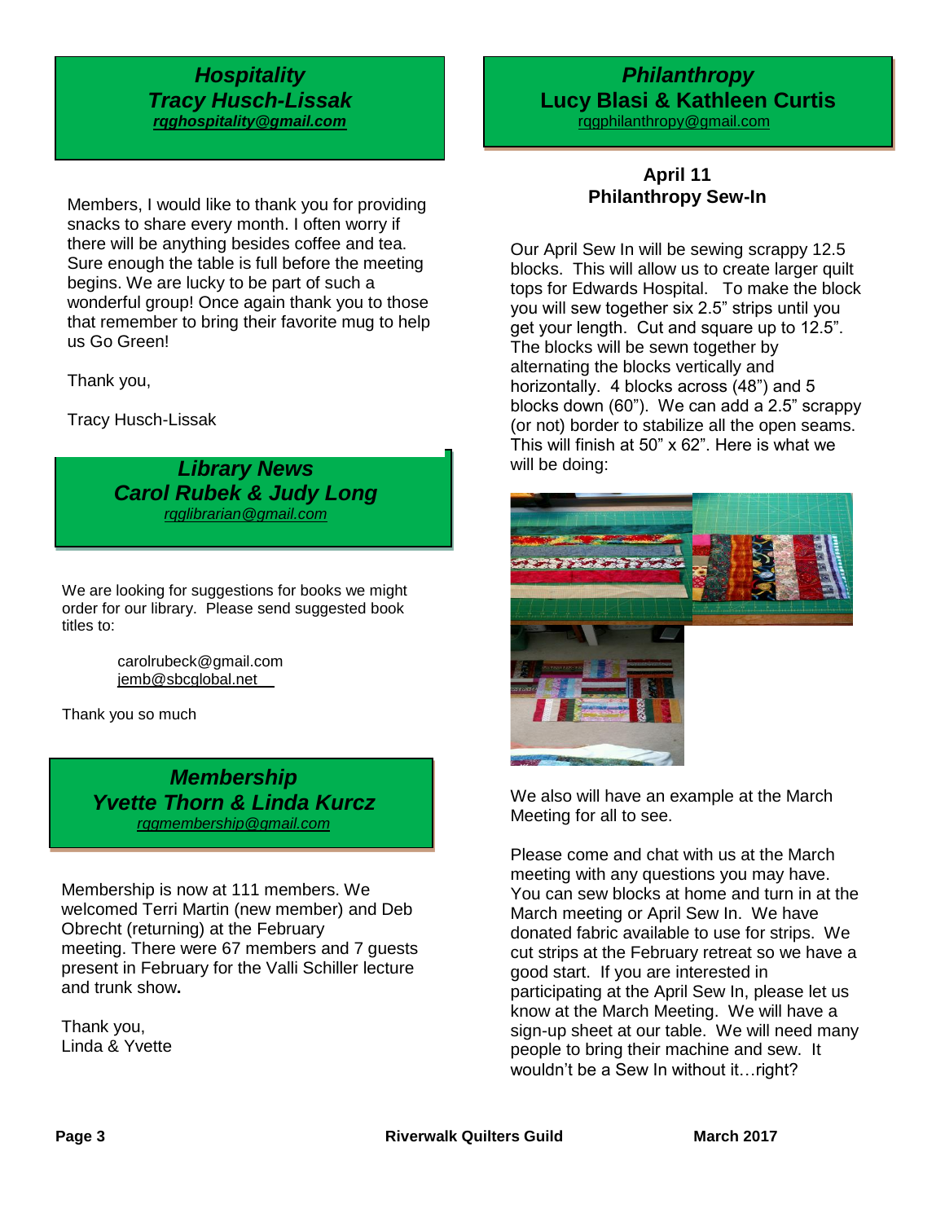## *Hospitality*
## *Tracy Husch-Lissak*
***rqghospitality@gmail.com***

Members, I would like to thank you for providing snacks to share every month. I often worry if there will be anything besides coffee and tea. Sure enough the table is full before the meeting begins. We are lucky to be part of such a wonderful group! Once again thank you to those that remember to bring their favorite mug to help us Go Green!

Thank you,

Tracy Husch-Lissak

## *Library News*
## *Carol Rubek & Judy Long*
*rqglibrarian@gmail.com*

We are looking for suggestions for books we might order for our library. Please send suggested book titles to:

carolrubeck@gmail.com
jemb@sbcglobal.net

Thank you so much

## *Membership*
## *Yvette Thorn & Linda Kurcz*
*rqgmembership@gmail.com*

Membership is now at 111 members. We welcomed Terri Martin (new member) and Deb Obrecht (returning) at the February meeting. There were 67 members and 7 guests present in February for the Valli Schiller lecture and trunk show**.**

Thank you,
Linda & Yvette

## *Philanthropy*
## Lucy Blasi & Kathleen Curtis
rqgphilanthropy@gmail.com

### April 11
### Philanthropy Sew-In

Our April Sew In will be sewing scrappy 12.5 blocks. This will allow us to create larger quilt tops for Edwards Hospital. To make the block you will sew together six 2.5" strips until you get your length. Cut and square up to 12.5". The blocks will be sewn together by alternating the blocks vertically and horizontally. 4 blocks across (48") and 5 blocks down (60"). We can add a 2.5" scrappy (or not) border to stabilize all the open seams. This will finish at 50" x 62". Here is what we will be doing:

We also will have an example at the March Meeting for all to see.

Please come and chat with us at the March meeting with any questions you may have. You can sew blocks at home and turn in at the March meeting or April Sew In. We have donated fabric available to use for strips. We cut strips at the February retreat so we have a good start. If you are interested in participating at the April Sew In, please let us know at the March Meeting. We will have a sign-up sheet at our table. We will need many people to bring their machine and sew. It wouldn't be a Sew In without it…right?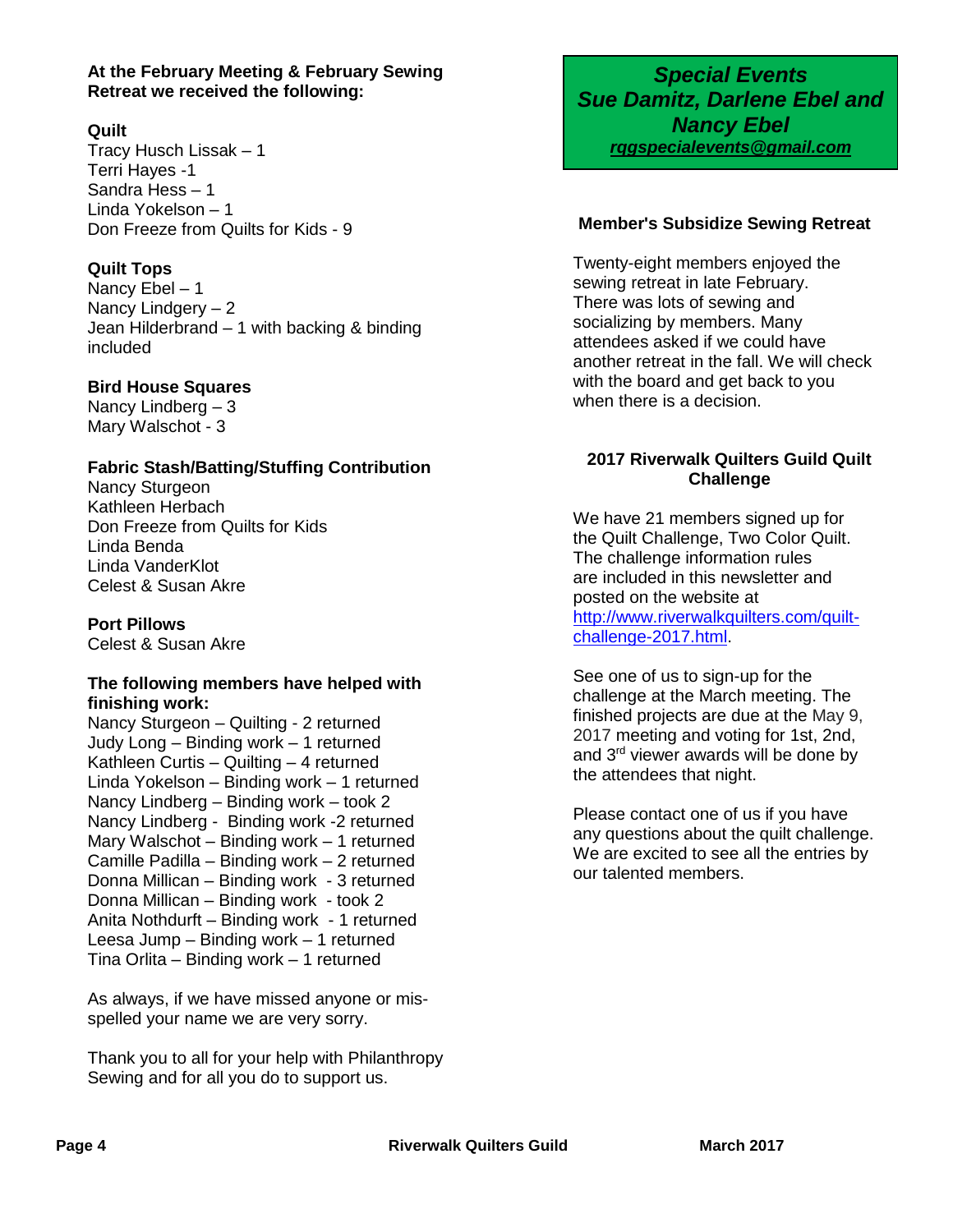**At the February Meeting & February Sewing Retreat we received the following:**

**Quilt**
Tracy Husch Lissak – 1
Terri Hayes -1
Sandra Hess – 1
Linda Yokelson – 1
Don Freeze from Quilts for Kids - 9

**Quilt Tops**
Nancy Ebel – 1
Nancy Lindgery – 2
Jean Hilderbrand – 1 with backing & binding included

**Bird House Squares**
Nancy Lindberg – 3
Mary Walschot - 3

**Fabric Stash/Batting/Stuffing Contribution**
Nancy Sturgeon
Kathleen Herbach
Don Freeze from Quilts for Kids
Linda Benda
Linda VanderKlot
Celest & Susan Akre

**Port Pillows**
Celest & Susan Akre

**The following members have helped with finishing work:**
Nancy Sturgeon – Quilting - 2 returned
Judy Long – Binding work – 1 returned
Kathleen Curtis – Quilting – 4 returned
Linda Yokelson – Binding work – 1 returned
Nancy Lindberg – Binding work – took 2
Nancy Lindberg - Binding work -2 returned
Mary Walschot – Binding work – 1 returned
Camille Padilla – Binding work – 2 returned
Donna Millican – Binding work - 3 returned
Donna Millican – Binding work - took 2
Anita Nothdurft – Binding work - 1 returned
Leesa Jump – Binding work – 1 returned
Tina Orlita – Binding work – 1 returned

As always, if we have missed anyone or mis-spelled your name we are very sorry.

Thank you to all for your help with Philanthropy Sewing and for all you do to support us.

## *Special Events*
## *Sue Damitz, Darlene Ebel and Nancy Ebel*
***rggspecialevents@gmail.com***

### Member's Subsidize Sewing Retreat

Twenty-eight members enjoyed the sewing retreat in late February. There was lots of sewing and socializing by members. Many attendees asked if we could have another retreat in the fall. We will check with the board and get back to you when there is a decision.

### 2017 Riverwalk Quilters Guild Quilt Challenge

We have 21 members signed up for the Quilt Challenge, Two Color Quilt. The challenge information rules are included in this newsletter and posted on the website at http://www.riverwalkquilters.com/quilt-challenge-2017.html.

See one of us to sign-up for the challenge at the March meeting. The finished projects are due at the May 9, 2017 meeting and voting for 1st, 2nd, and 3rd viewer awards will be done by the attendees that night.

Please contact one of us if you have any questions about the quilt challenge. We are excited to see all the entries by our talented members.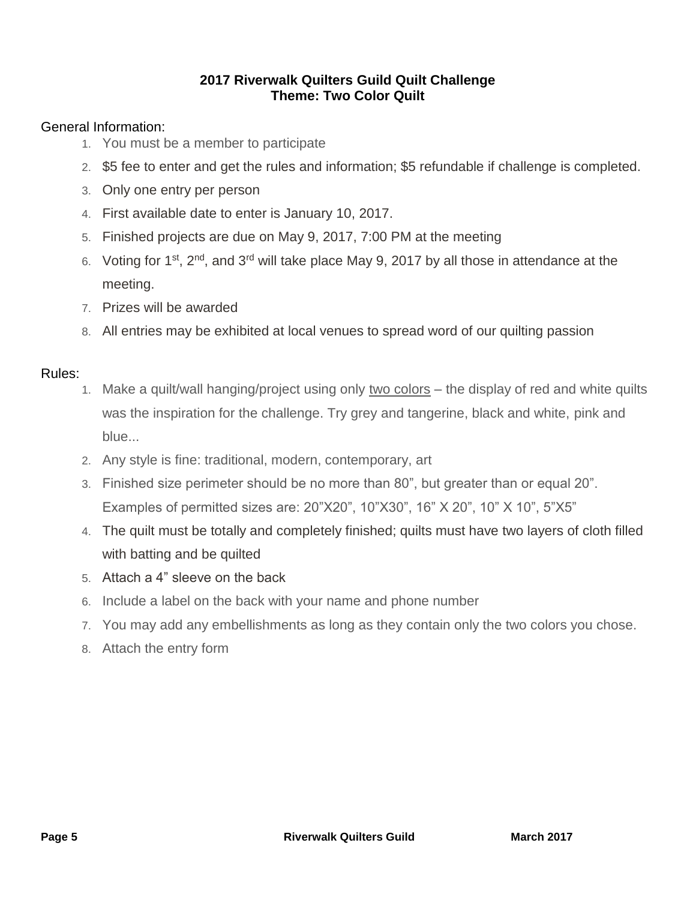## 2017 Riverwalk Quilters Guild Quilt Challenge
## Theme: Two Color Quilt

General Information:

1. You must be a member to participate
2. $5 fee to enter and get the rules and information; $5 refundable if challenge is completed.
3. Only one entry per person
4. First available date to enter is January 10, 2017.
5. Finished projects are due on May 9, 2017, 7:00 PM at the meeting
6. Voting for 1st, 2nd, and 3rd will take place May 9, 2017 by all those in attendance at the meeting.
7. Prizes will be awarded
8. All entries may be exhibited at local venues to spread word of our quilting passion

Rules:

1. Make a quilt/wall hanging/project using only <u>two colors</u> – the display of red and white quilts was the inspiration for the challenge. Try grey and tangerine, black and white, pink and blue...
2. Any style is fine: traditional, modern, contemporary, art
3. Finished size perimeter should be no more than 80", but greater than or equal 20". Examples of permitted sizes are: 20"X20", 10"X30", 16" X 20", 10" X 10", 5"X5"
4. The quilt must be totally and completely finished; quilts must have two layers of cloth filled with batting and be quilted
5. Attach a 4" sleeve on the back
6. Include a label on the back with your name and phone number
7. You may add any embellishments as long as they contain only the two colors you chose.
8. Attach the entry form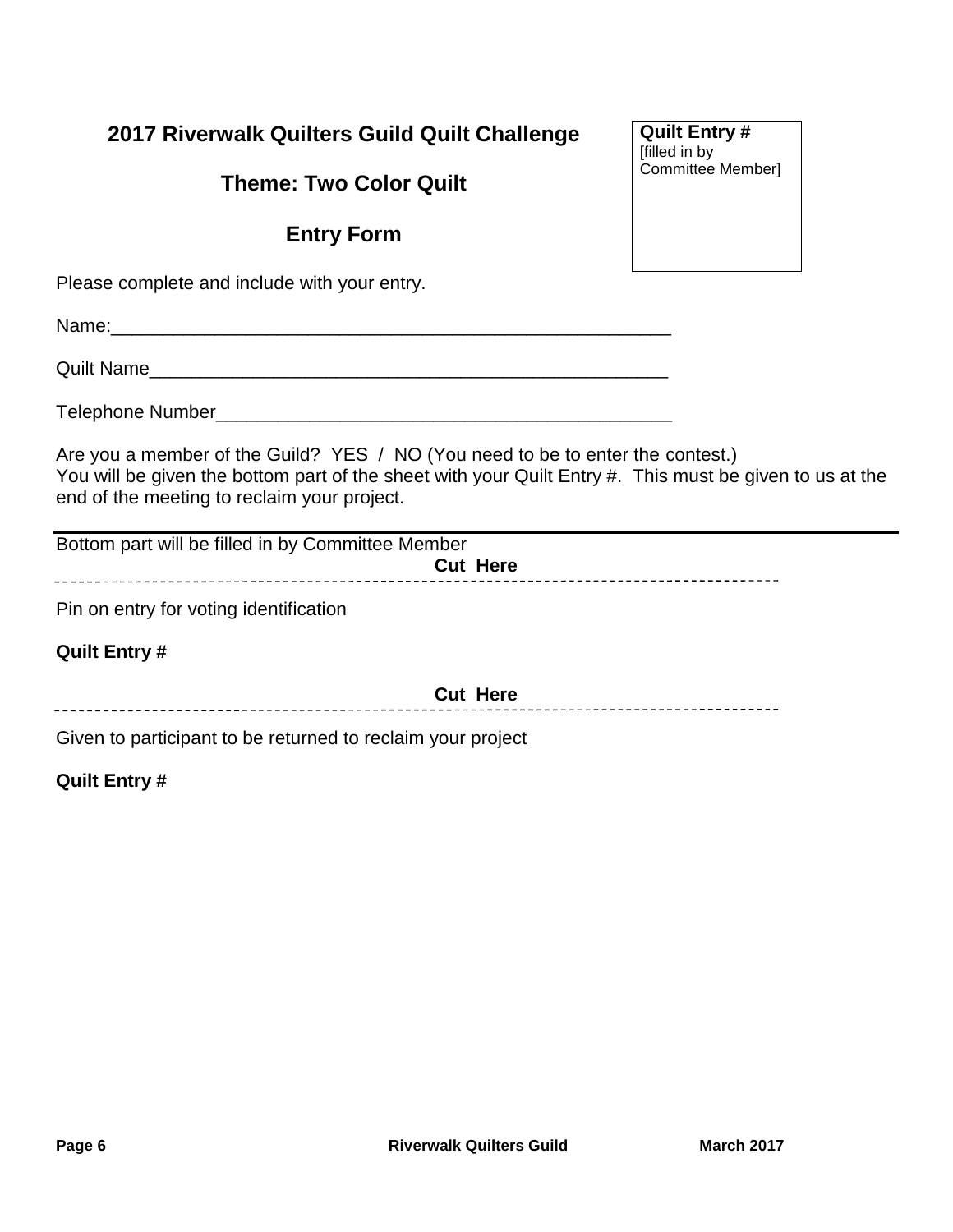## 2017 Riverwalk Quilters Guild Quilt Challenge

## Theme: Two Color Quilt

## Entry Form

**Quilt Entry #**
[filled in by Committee Member]

Please complete and include with your entry.

Name:_______________________________________________________

Quilt Name_____________________________________________________

Telephone Number______________________________________________

Are you a member of the Guild? YES / NO (You need to be to enter the contest.)
You will be given the bottom part of the sheet with your Quilt Entry #. This must be given to us at the end of the meeting to reclaim your project.

---

Bottom part will be filled in by Committee Member

**Cut Here**

- - - - - - - - - - - - - - - - - - - - - - - - - - - - - - - - - - - - - - - - - - - - - - - -

Pin on entry for voting identification

**Quilt Entry #**

**Cut Here**

- - - - - - - - - - - - - - - - - - - - - - - - - - - - - - - - - - - - - - - - - - - - - - - -

Given to participant to be returned to reclaim your project

**Quilt Entry #**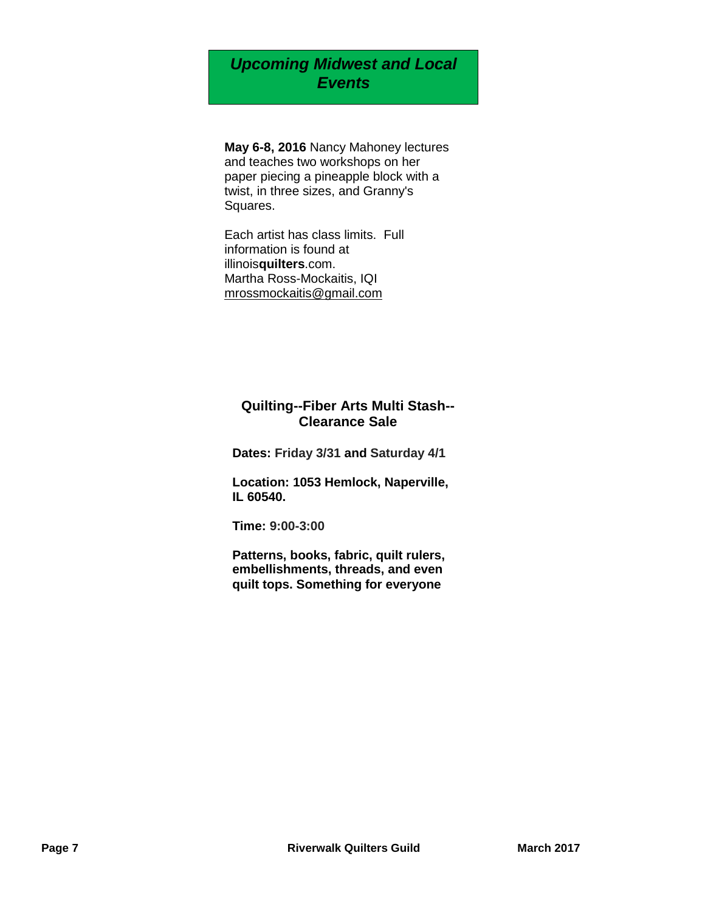## *Upcoming Midwest and Local Events*

**May 6-8, 2016** Nancy Mahoney lectures and teaches two workshops on her paper piecing a pineapple block with a twist, in three sizes, and Granny's Squares.

Each artist has class limits. Full information is found at illinois**quilters**.com.
Martha Ross-Mockaitis, IQI
mrossmockaitis@gmail.com

### Quilting--Fiber Arts Multi Stash--Clearance Sale

**Dates: Friday 3/31 and Saturday 4/1**

**Location: 1053 Hemlock, Naperville, IL 60540.**

**Time: 9:00-3:00**

**Patterns, books, fabric, quilt rulers, embellishments, threads, and even quilt tops. Something for everyone**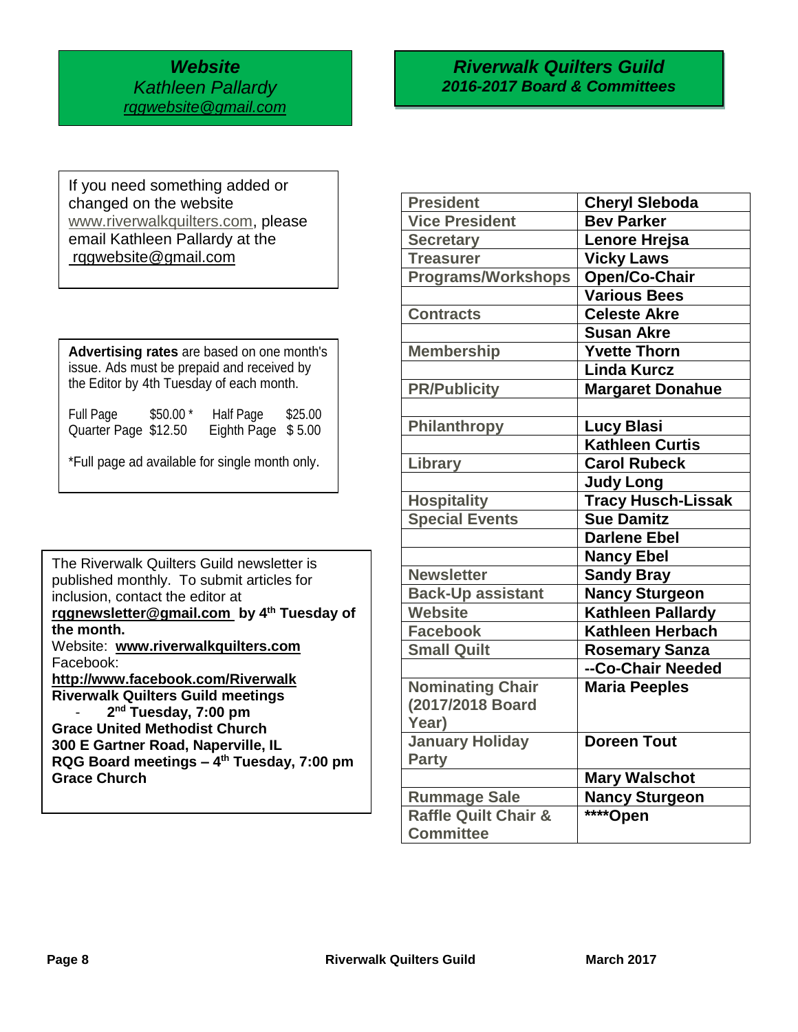***Website***
*Kathleen Pallardy*
*rqgwebsite@gmail.com*

If you need something added or changed on the website www.riverwalkquilters.com, please email Kathleen Pallardy at the rqgwebsite@gmail.com

**Advertising rates** are based on one month's issue. Ads must be prepaid and received by the Editor by 4th Tuesday of each month.

| | | | |
|---|---|---|---|
| Full Page | $50.00 * | Half Page | $25.00 |
| Quarter Page | $12.50 | Eighth Page | $ 5.00 |

*Full page ad available for single month only.

The Riverwalk Quilters Guild newsletter is published monthly. To submit articles for inclusion, contact the editor at **rqgnewsletter@gmail.com by 4th Tuesday of the month.**
Website: **www.riverwalkquilters.com**
Facebook:
**http://www.facebook.com/Riverwalk**
**Riverwalk Quilters Guild meetings**
- **2nd Tuesday, 7:00 pm**

**Grace United Methodist Church**
**300 E Gartner Road, Naperville, IL**
**RQG Board meetings – 4th Tuesday, 7:00 pm**
**Grace Church**

## *Riverwalk Quilters Guild*
### *2016-2017 Board & Committees*

| | |
|---|---|
| President | **Cheryl Sleboda** |
| Vice President | **Bev Parker** |
| Secretary | **Lenore Hrejsa** |
| Treasurer | **Vicky Laws** |
| Programs/Workshops | **Open/Co-Chair** |
| | **Various Bees** |
| Contracts | **Celeste Akre** |
| | **Susan Akre** |
| Membership | **Yvette Thorn** |
| | **Linda Kurcz** |
| PR/Publicity | **Margaret Donahue** |
| | |
| Philanthropy | **Lucy Blasi** |
| | **Kathleen Curtis** |
| Library | **Carol Rubeck** |
| | **Judy Long** |
| Hospitality | **Tracy Husch-Lissak** |
| Special Events | **Sue Damitz** |
| | **Darlene Ebel** |
| | **Nancy Ebel** |
| Newsletter | **Sandy Bray** |
| Back-Up assistant | **Nancy Sturgeon** |
| Website | **Kathleen Pallardy** |
| Facebook | **Kathleen Herbach** |
| Small Quilt | **Rosemary Sanza** |
| | **--Co-Chair Needed** |
| Nominating Chair (2017/2018 Board Year) | **Maria Peeples** |
| January Holiday Party | **Doreen Tout** |
| | **Mary Walschot** |
| Rummage Sale | **Nancy Sturgeon** |
| Raffle Quilt Chair & Committee | **\*\*\*\*Open** |